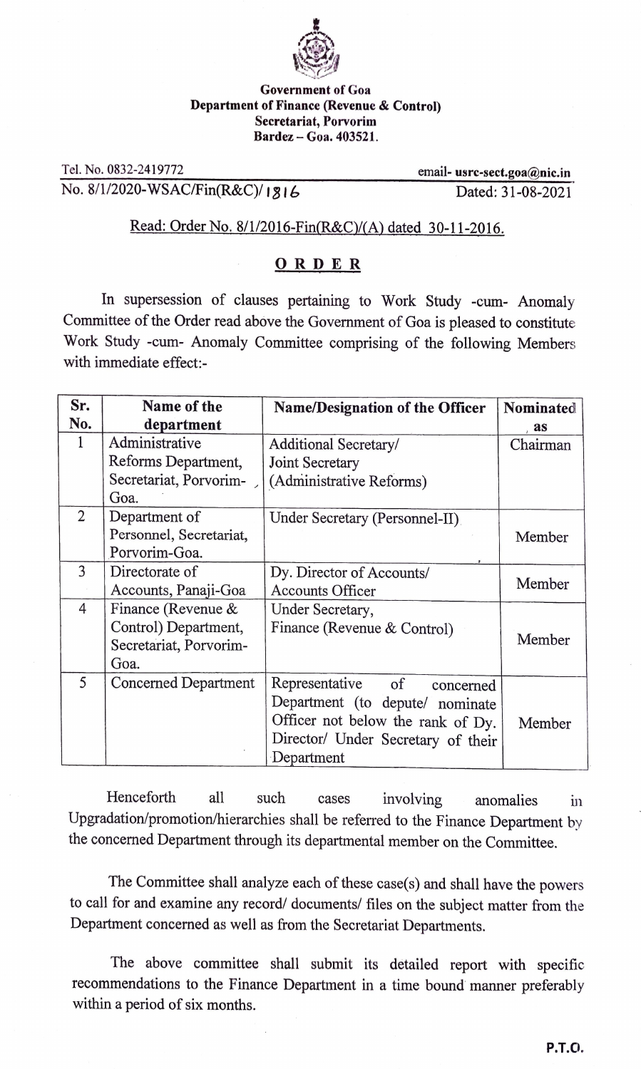**Government of Goa**
**Department of Finance (Revenue & Control)**
**Secretariat, Porvorim**
**Bardez – Goa. 403521.**

Tel. No. 0832-2419772 email- usrc-sect.goa@nic.in

No. 8/1/2020-WSAC/Fin(R&C)/1816 Dated: 31-08-2021

Read: Order No. 8/1/2016-Fin(R&C)/(A) dated 30-11-2016.

## ORDER

In supersession of clauses pertaining to Work Study -cum- Anomaly Committee of the Order read above the Government of Goa is pleased to constitute Work Study -cum- Anomaly Committee comprising of the following Members with immediate effect:-

| Sr. No. | Name of the department | Name/Designation of the Officer | Nominated as |
|---|---|---|---|
| 1 | Administrative Reforms Department, Secretariat, Porvorim-Goa. | Additional Secretary/ Joint Secretary (Administrative Reforms) | Chairman |
| 2 | Department of Personnel, Secretariat, Porvorim-Goa. | Under Secretary (Personnel-II) | Member |
| 3 | Directorate of Accounts, Panaji-Goa | Dy. Director of Accounts/ Accounts Officer | Member |
| 4 | Finance (Revenue & Control) Department, Secretariat, Porvorim-Goa. | Under Secretary, Finance (Revenue & Control) | Member |
| 5 | Concerned Department | Representative of concerned Department (to depute/ nominate Officer not below the rank of Dy. Director/ Under Secretary of their Department | Member |

Henceforth all such cases involving anomalies in Upgradation/promotion/hierarchies shall be referred to the Finance Department by the concerned Department through its departmental member on the Committee.

The Committee shall analyze each of these case(s) and shall have the powers to call for and examine any record/ documents/ files on the subject matter from the Department concerned as well as from the Secretariat Departments.

The above committee shall submit its detailed report with specific recommendations to the Finance Department in a time bound manner preferably within a period of six months.

P.T.O.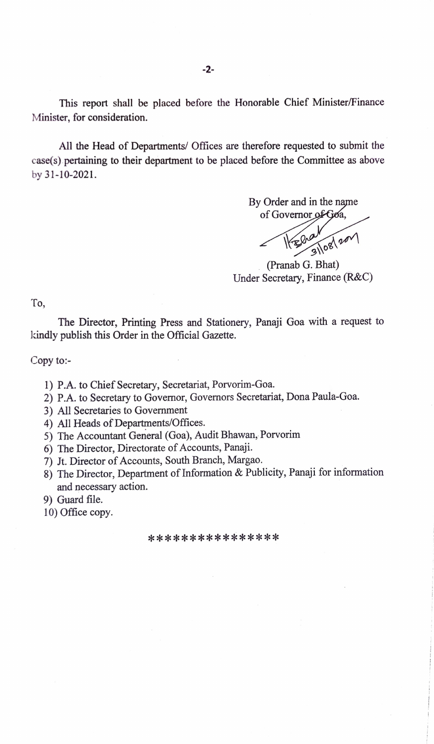This report shall be placed before the Honorable Chief Minister/Finance Minister, for consideration.

All the Head of Departments/ Offices are therefore requested to submit the case(s) pertaining to their department to be placed before the Committee as above by 31-10-2021.

By Order and in the name  
of Governor of Goa,

31/08/2021

(Pranab G. Bhat)  
Under Secretary, Finance (R&C)

To,

The Director, Printing Press and Stationery, Panaji Goa with a request to kindly publish this Order in the Official Gazette.

Copy to:-

1) P.A. to Chief Secretary, Secretariat, Porvorim-Goa.
2) P.A. to Secretary to Governor, Governors Secretariat, Dona Paula-Goa.
3) All Secretaries to Government
4) All Heads of Departments/Offices.
5) The Accountant General (Goa), Audit Bhawan, Porvorim
6) The Director, Directorate of Accounts, Panaji.
7) Jt. Director of Accounts, South Branch, Margao.
8) The Director, Department of Information & Publicity, Panaji for information and necessary action.
9) Guard file.
10) Office copy.

***************